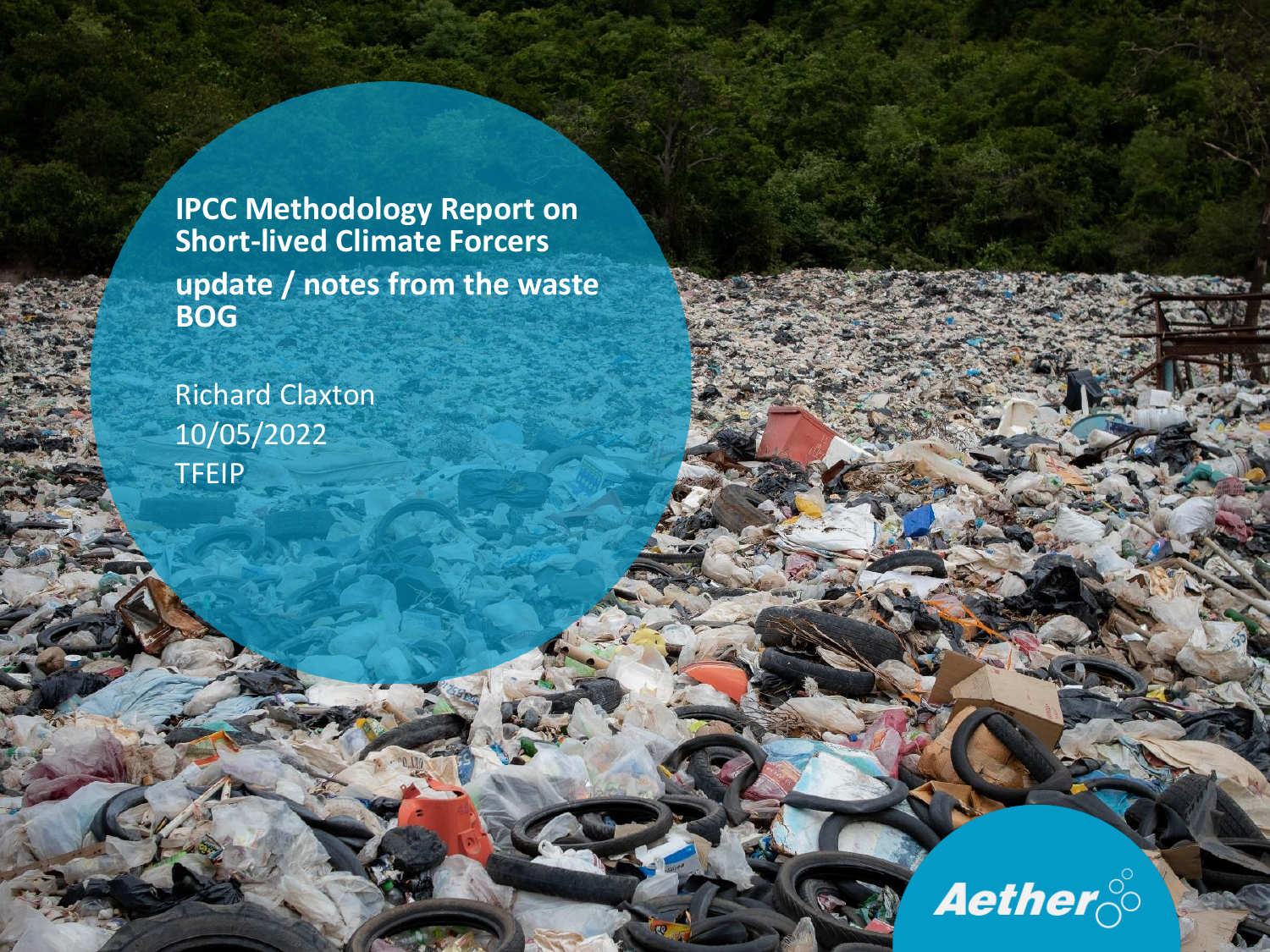# IPCC Methodology Report on Short-lived Climate Forcers update / notes from the waste BOG

Richard Claxton
10/05/2022
TFEIP

Aether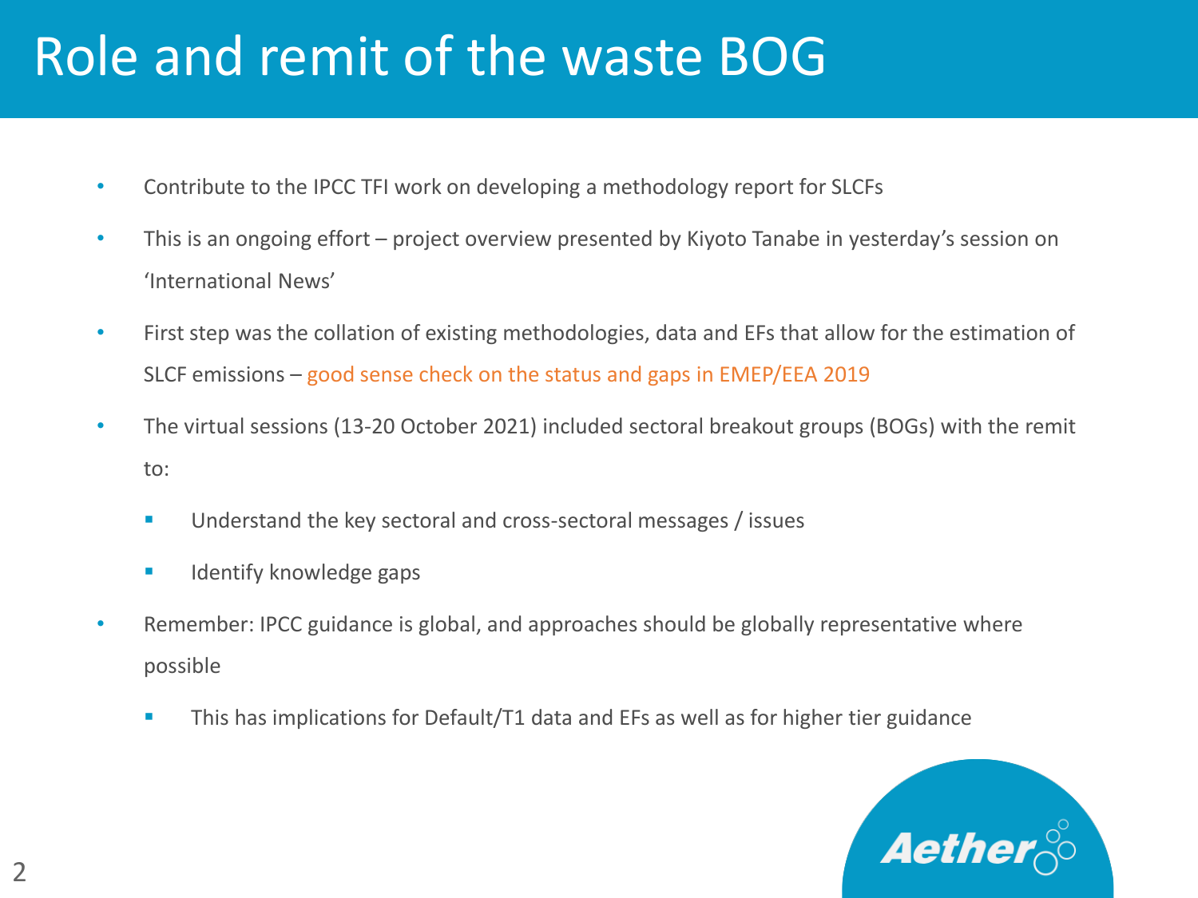# Role and remit of the waste BOG

- Contribute to the IPCC TFI work on developing a methodology report for SLCFs
- This is an ongoing effort – project overview presented by Kiyoto Tanabe in yesterday's session on 'International News'
- First step was the collation of existing methodologies, data and EFs that allow for the estimation of SLCF emissions – good sense check on the status and gaps in EMEP/EEA 2019
- The virtual sessions (13-20 October 2021) included sectoral breakout groups (BOGs) with the remit to:
  - Understand the key sectoral and cross-sectoral messages / issues
  - Identify knowledge gaps
- Remember: IPCC guidance is global, and approaches should be globally representative where possible
  - This has implications for Default/T1 data and EFs as well as for higher tier guidance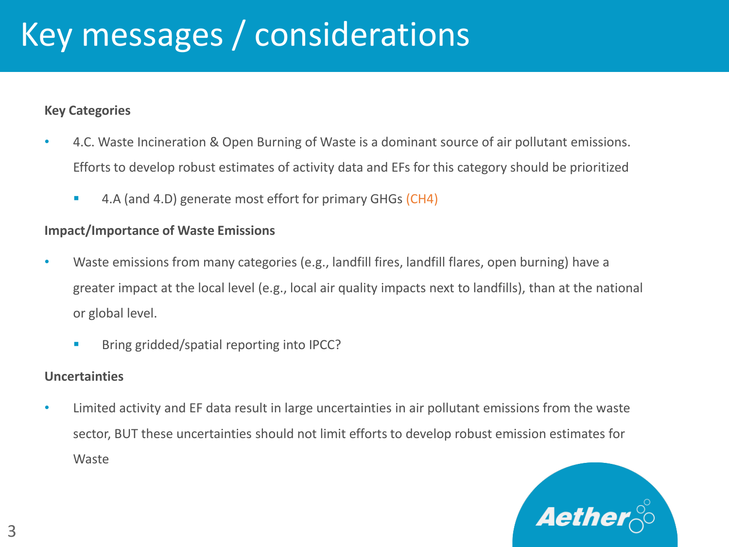# Key messages / considerations

**Key Categories**

- 4.C. Waste Incineration & Open Burning of Waste is a dominant source of air pollutant emissions. Efforts to develop robust estimates of activity data and EFs for this category should be prioritized
  - 4.A (and 4.D) generate most effort for primary GHGs ($CH_4$)

**Impact/Importance of Waste Emissions**

- Waste emissions from many categories (e.g., landfill fires, landfill flares, open burning) have a greater impact at the local level (e.g., local air quality impacts next to landfills), than at the national or global level.
  - Bring gridded/spatial reporting into IPCC?

**Uncertainties**

- Limited activity and EF data result in large uncertainties in air pollutant emissions from the waste sector, BUT these uncertainties should not limit efforts to develop robust emission estimates for Waste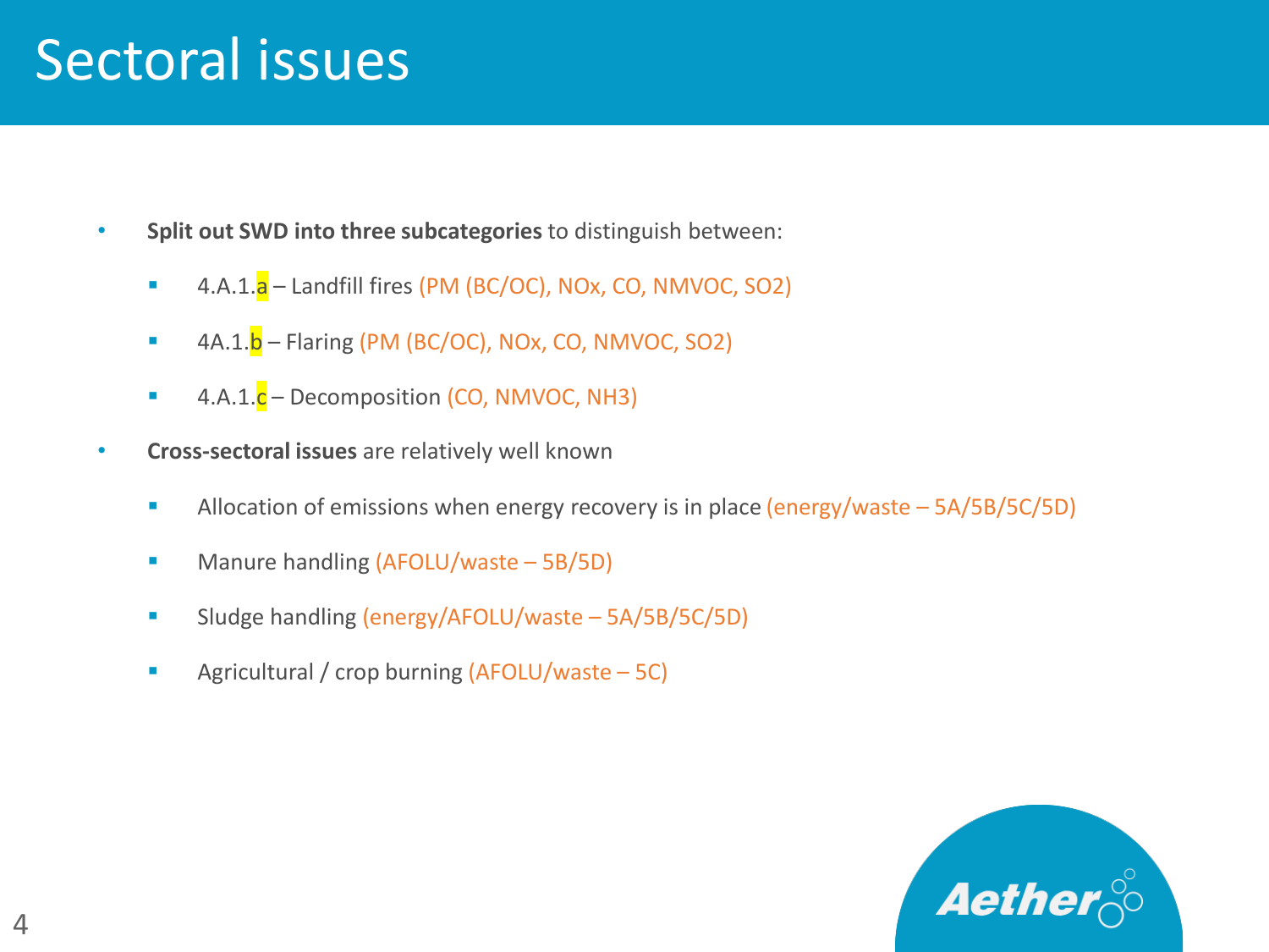# Sectoral issues

- **Split out SWD into three subcategories** to distinguish between:
  - 4.A.1.a – Landfill fires (PM (BC/OC), NOx, CO, NMVOC, SO2)
  - 4A.1.b – Flaring (PM (BC/OC), NOx, CO, NMVOC, SO2)
  - 4.A.1.c – Decomposition (CO, NMVOC, NH3)
- **Cross-sectoral issues** are relatively well known
  - Allocation of emissions when energy recovery is in place (energy/waste – 5A/5B/5C/5D)
  - Manure handling (AFOLU/waste – 5B/5D)
  - Sludge handling (energy/AFOLU/waste – 5A/5B/5C/5D)
  - Agricultural / crop burning (AFOLU/waste – 5C)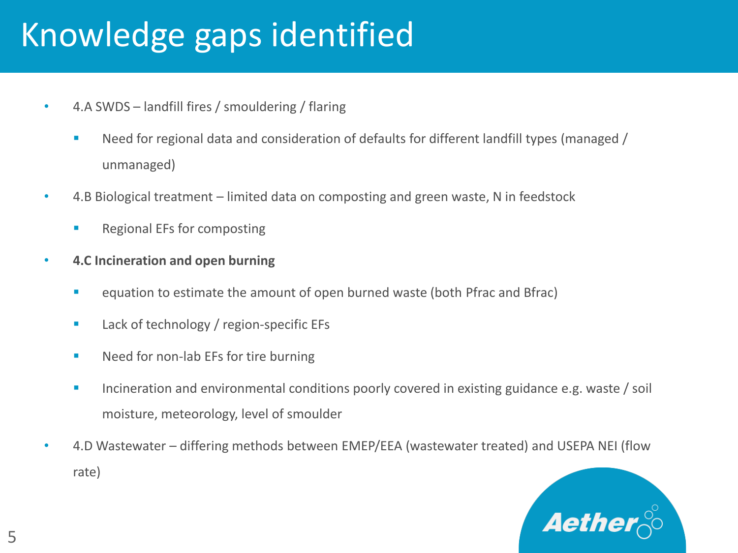# Knowledge gaps identified

- 4.A SWDS – landfill fires / smouldering / flaring
  - Need for regional data and consideration of defaults for different landfill types (managed / unmanaged)
- 4.B Biological treatment – limited data on composting and green waste, N in feedstock
  - Regional EFs for composting
- **4.C Incineration and open burning**
  - equation to estimate the amount of open burned waste (both Pfrac and Bfrac)
  - Lack of technology / region-specific EFs
  - Need for non-lab EFs for tire burning
  - Incineration and environmental conditions poorly covered in existing guidance e.g. waste / soil moisture, meteorology, level of smoulder
- 4.D Wastewater – differing methods between EMEP/EEA (wastewater treated) and USEPA NEI (flow rate)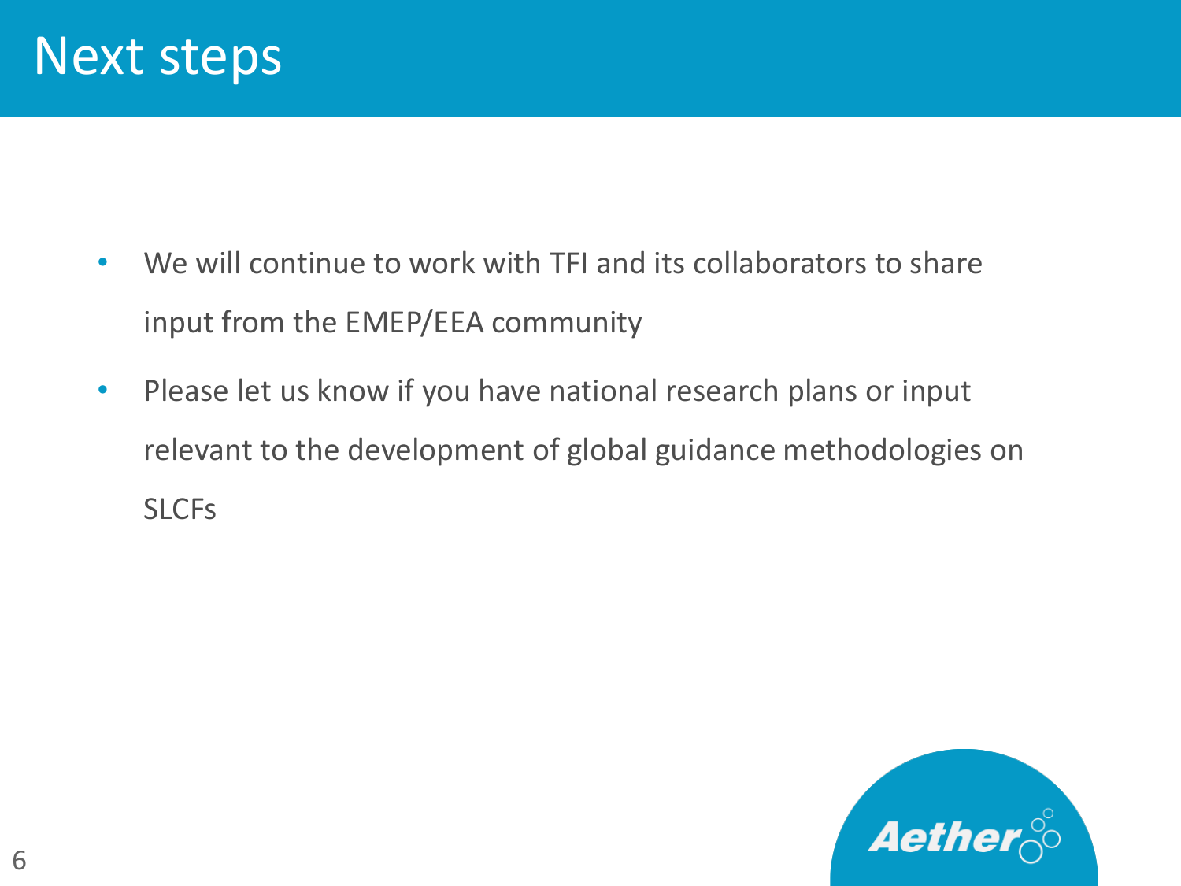# Next steps

- We will continue to work with TFI and its collaborators to share input from the EMEP/EEA community
- Please let us know if you have national research plans or input relevant to the development of global guidance methodologies on SLCFs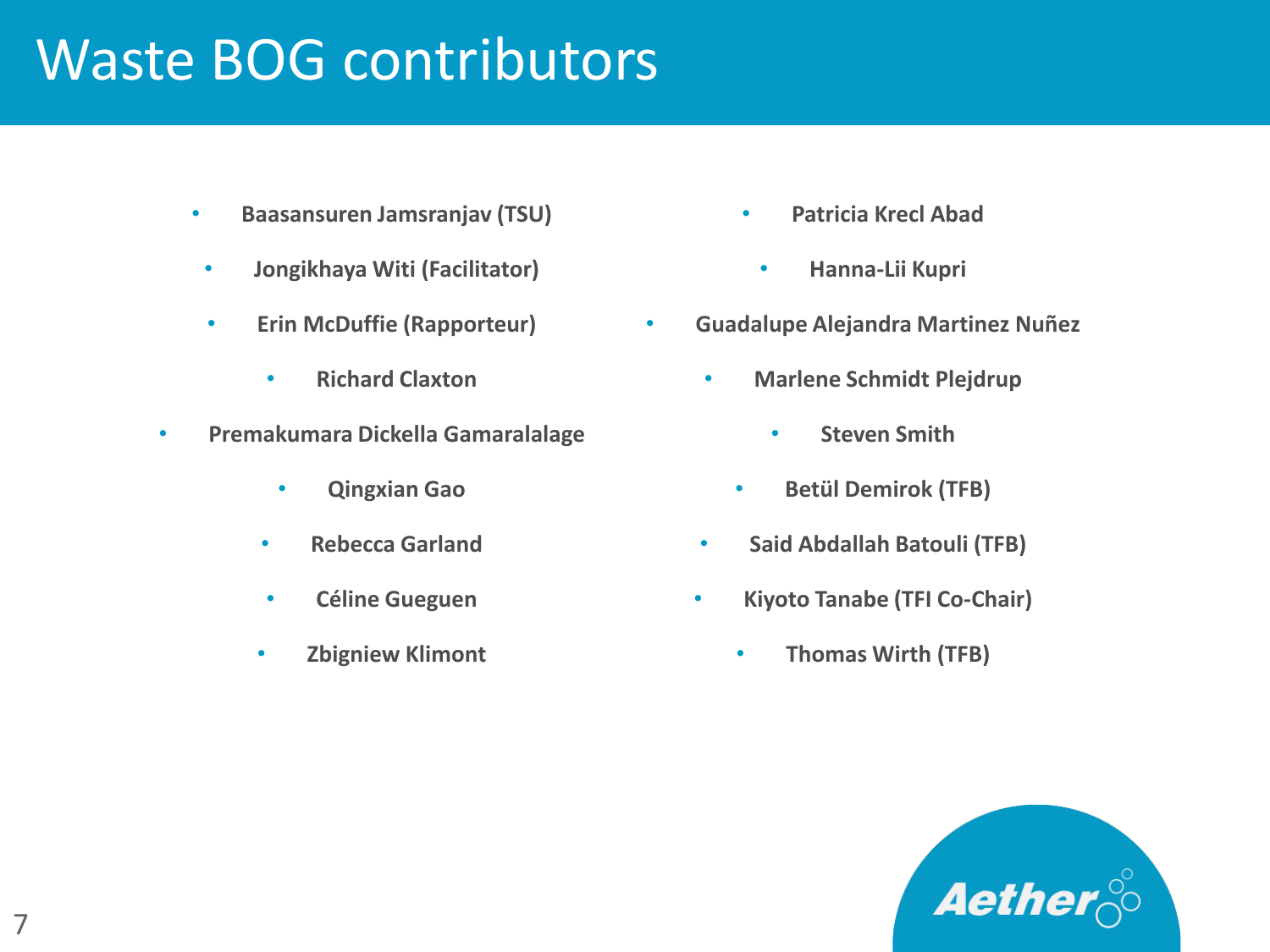# Waste BOG contributors

- **Baasansuren Jamsranjav (TSU)**
- **Jongikhaya Witi (Facilitator)**
- **Erin McDuffie (Rapporteur)**
- **Richard Claxton**
- **Premakumara Dickella Gamaralalage**
- **Qingxian Gao**
- **Rebecca Garland**
- **Céline Gueguen**
- **Zbigniew Klimont**
- **Patricia Krecl Abad**
- **Hanna-Lii Kupri**
- **Guadalupe Alejandra Martinez Nuñez**
- **Marlene Schmidt Plejdrup**
- **Steven Smith**
- **Betül Demirok (TFB)**
- **Said Abdallah Batouli (TFB)**
- **Kiyoto Tanabe (TFI Co-Chair)**
- **Thomas Wirth (TFB)**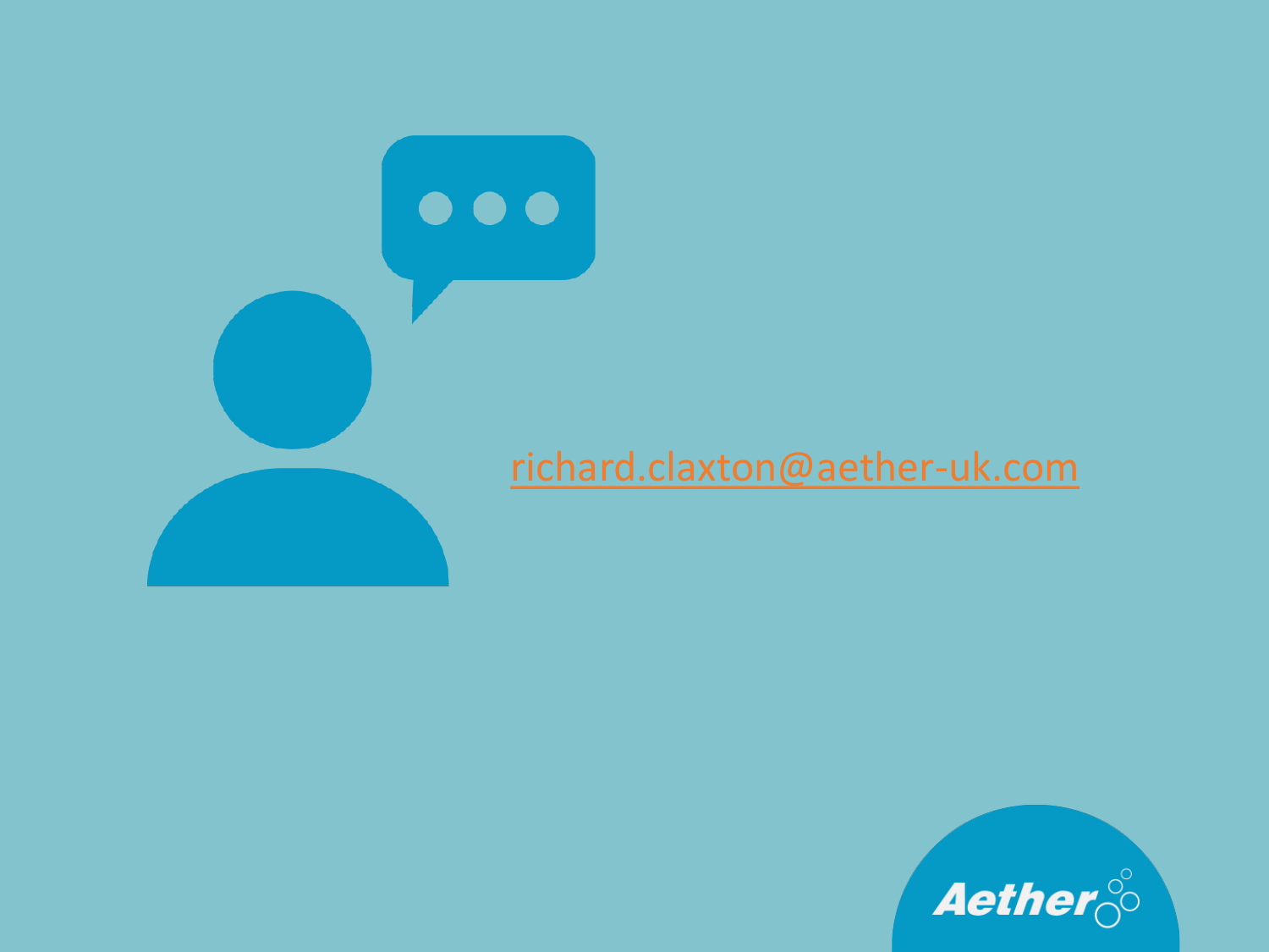richard.claxton@aether-uk.com

Aether